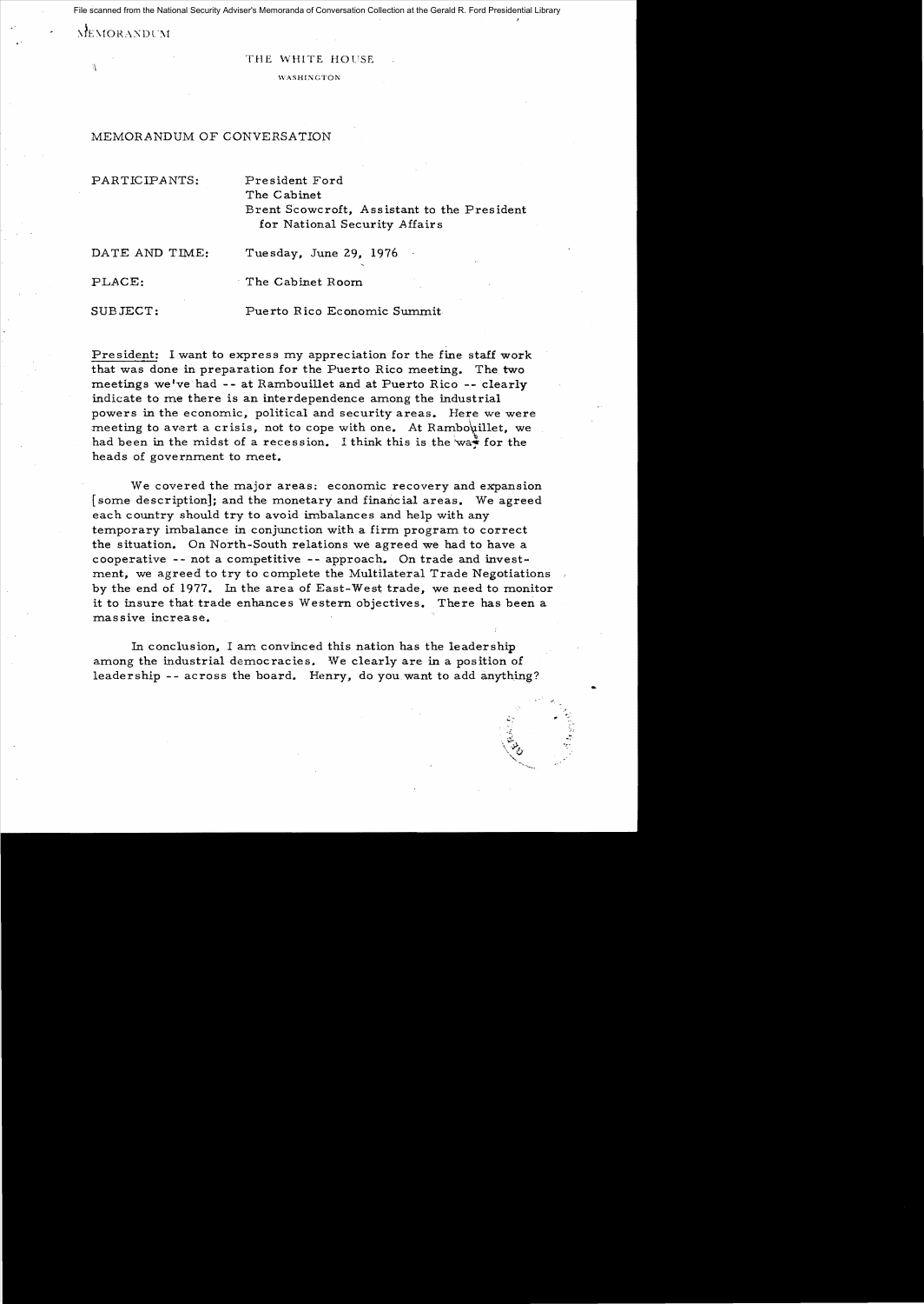File scanned from the National Security Adviser's Memoranda of Conversation Collection at the Gerald R. Ford Presidential Library

MEMORANDUM

THE WHITE HOUSE

WASHINGTON

MEMORANDUM OF CONVERSATION

PARTICIPANTS: President Ford
The Cabinet
Brent Scowcroft, Assistant to the President for National Security Affairs

DATE AND TIME: Tuesday, June 29, 1976

PLACE: The Cabinet Room

SUBJECT: Puerto Rico Economic Summit

President: I want to express my appreciation for the fine staff work that was done in preparation for the Puerto Rico meeting. The two meetings we've had -- at Rambouillet and at Puerto Rico -- clearly indicate to me there is an interdependence among the industrial powers in the economic, political and security areas. Here we were meeting to avert a crisis, not to cope with one. At Rambouillet, we had been in the midst of a recession. I think this is the way for the heads of government to meet.

We covered the major areas: economic recovery and expansion [some description]; and the monetary and financial areas. We agreed each country should try to avoid imbalances and help with any temporary imbalance in conjunction with a firm program to correct the situation. On North-South relations we agreed we had to have a cooperative -- not a competitive -- approach. On trade and investment, we agreed to try to complete the Multilateral Trade Negotiations by the end of 1977. In the area of East-West trade, we need to monitor it to insure that trade enhances Western objectives. There has been a massive increase.

In conclusion, I am convinced this nation has the leadership among the industrial democracies. We clearly are in a position of leadership -- across the board. Henry, do you want to add anything?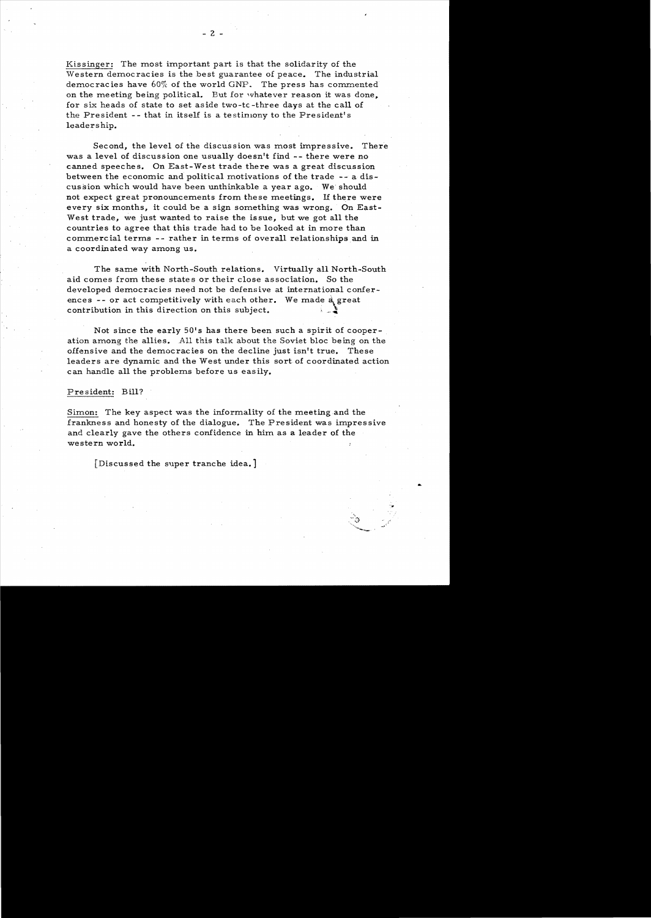Kissinger: The most important part is that the solidarity of the Western democracies is the best guarantee of peace. The industrial democracies have 60% of the world GNP. The press has commented on the meeting being political. But for whatever reason it was done, for six heads of state to set aside two-to-three days at the call of the President -- that in itself is a testimony to the President's leadership.

Second, the level of the discussion was most impressive. There was a level of discussion one usually doesn't find -- there were no canned speeches. On East-West trade there was a great discussion between the economic and political motivations of the trade -- a discussion which would have been unthinkable a year ago. We should not expect great pronouncements from these meetings. If there were every six months, it could be a sign something was wrong. On East-West trade, we just wanted to raise the issue, but we got all the countries to agree that this trade had to be looked at in more than commercial terms -- rather in terms of overall relationships and in a coordinated way among us.

The same with North-South relations. Virtually all North-South aid comes from these states or their close association. So the developed democracies need not be defensive at international conferences -- or act competitively with each other. We made a great contribution in this direction on this subject.

Not since the early 50's has there been such a spirit of cooperation among the allies. All this talk about the Soviet bloc being on the offensive and the democracies on the decline just isn't true. These leaders are dynamic and the West under this sort of coordinated action can handle all the problems before us easily.

President: Bill?

Simon: The key aspect was the informality of the meeting and the frankness and honesty of the dialogue. The President was impressive and clearly gave the others confidence in him as a leader of the western world.

[Discussed the super tranche idea.]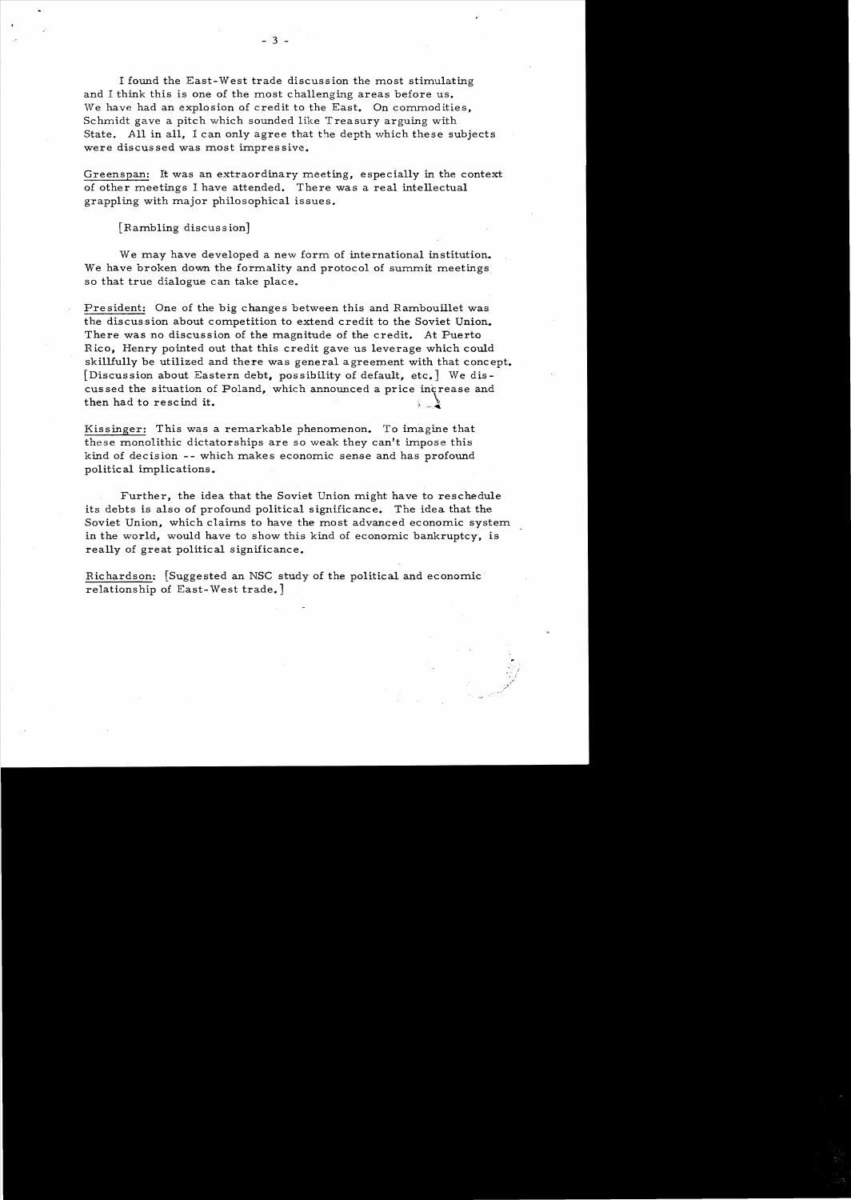I found the East-West trade discussion the most stimulating and I think this is one of the most challenging areas before us. We have had an explosion of credit to the East. On commodities, Schmidt gave a pitch which sounded like Treasury arguing with State. All in all, I can only agree that the depth which these subjects were discussed was most impressive.

Greenspan: It was an extraordinary meeting, especially in the context of other meetings I have attended. There was a real intellectual grappling with major philosophical issues.

[Rambling discussion]

We may have developed a new form of international institution. We have broken down the formality and protocol of summit meetings so that true dialogue can take place.

President: One of the big changes between this and Rambouillet was the discussion about competition to extend credit to the Soviet Union. There was no discussion of the magnitude of the credit. At Puerto Rico, Henry pointed out that this credit gave us leverage which could skillfully be utilized and there was general agreement with that concept. [Discussion about Eastern debt, possibility of default, etc.] We discussed the situation of Poland, which announced a price increase and then had to rescind it.

Kissinger: This was a remarkable phenomenon. To imagine that these monolithic dictatorships are so weak they can't impose this kind of decision -- which makes economic sense and has profound political implications.

Further, the idea that the Soviet Union might have to reschedule its debts is also of profound political significance. The idea that the Soviet Union, which claims to have the most advanced economic system in the world, would have to show this kind of economic bankruptcy, is really of great political significance.

Richardson: [Suggested an NSC study of the political and economic relationship of East-West trade.]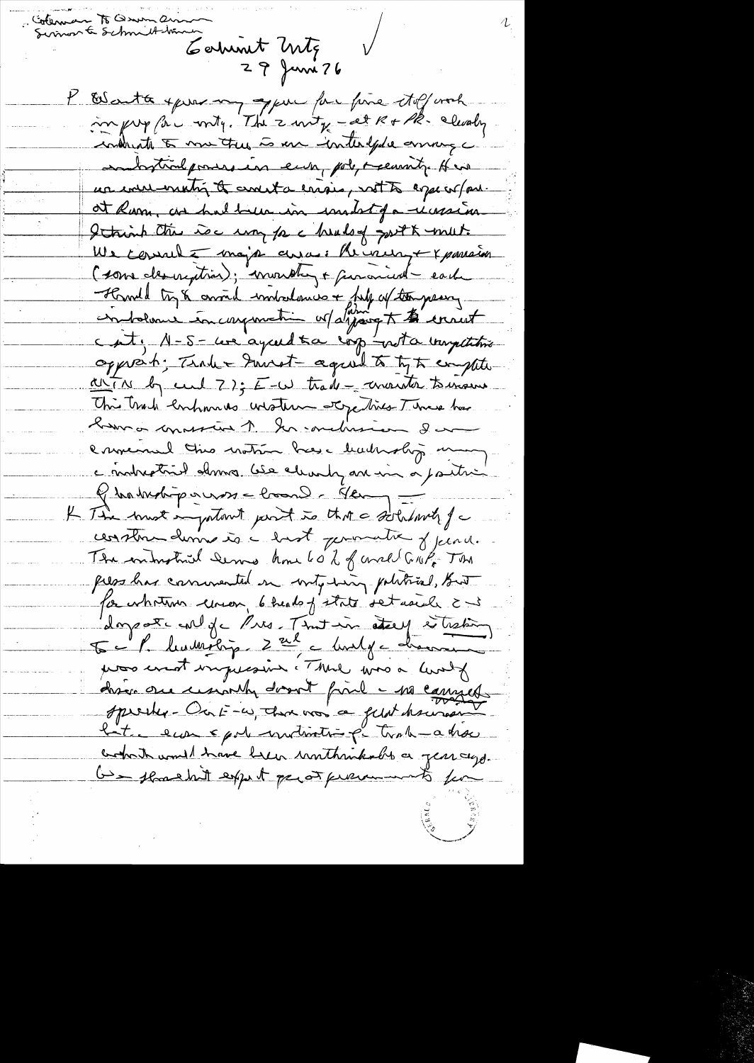Coleman to Owen, Quinn
Simon to Schmidt, Henry

Cabinet Mtg
29 June 76

P Wanted to give my appraisal of the summit. The 2 mtgs — at R & PR — clearly indicate to me there is an interdependence among the industrial powers in econ, pol, & security. We are working together to avert a crisis, not to repair one. At Ramb, we had been in midst of a recession. I think there is way for the heads of govt to meet. We covered 5 major areas: Recovery & expansion (some description); monetary & financial — each should try to avoid imbalances & help with temporary imbalances in conjunction with IMF & other agencies to correct the situation; N-S — we agreed to a cooperative not a competitive approach; Trade & Invest — agreed to try to complete MTN by end 77; E-W trade — monitor to insure this trade enhances western objectives. There has been a consensus. In conclusion I recommend this nation has leadership among the industrial demos. We clearly are in a position of leadership across the board. Henry —

K The most important point is that the solidarity of western demos is best guarantee of peace. The industrial demos have 60% of world GNP. The press has commented on mtg being political, but for whatever reason, 6 heads of state set aside 2-3 days to consult w/ the Pres. That in itself is testimony to the P. leadership. 2nd the quality of discussion was most impressive. There was a lot of discussion we usually don't find — no canned speeches. On E-W, there was a great discussion — but the econ & pol motivation for trade — a discussion which would have been unthinkable a year ago. We shouldn't expect great pronouncements from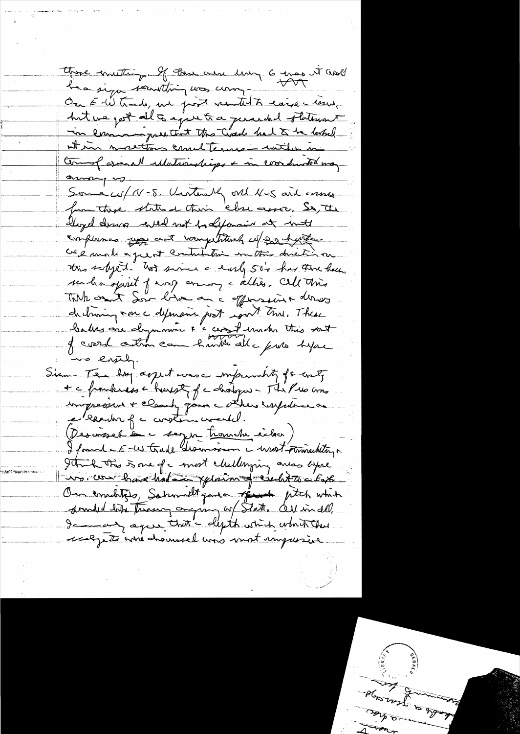those meetings. If there were only 6 eras it would be a sign something was wrong. VVV

On E-W trade, we first wanted to raise a issue, but we got all to agree to a generalized statement in communique that this trade had to be looked at in overall context and terms — rather in terms of overall relationships & in coordinated way among us.

Same w/ N-S. Virtually all N-S aid comes from these states & their close assoc. So, the Lloyd dialog could not be defensive at all. Emphasis was not competitively w/ each other. We made a great contribution in this direction on this subject. Not since the early 50's has there been such a spirit of unity among the allies. All this talk about Sov bloc on the offensive & democs declining on the defensive just isn't true. These battles are dynamic & the cost under this sort of coord action can handle all the probs before us easily.

Sisco — The key aspect was the informality of the mtg & the frankness & honesty of the dialogue — The Pres was impressive & clearly gave the others confidence as the leader of the western world.

(Discussed the sugar trouble issue)

I found the E-W trade discussion the most stimulating & I think this is one of the most challenging areas before us. We have had an explosion of credits to the East.

Our emulators, Schmidt gave a pitch which dovetailed with thinking originally w/ State. All in all, I am in agree that the depth with which these subjects were discussed was most impressive.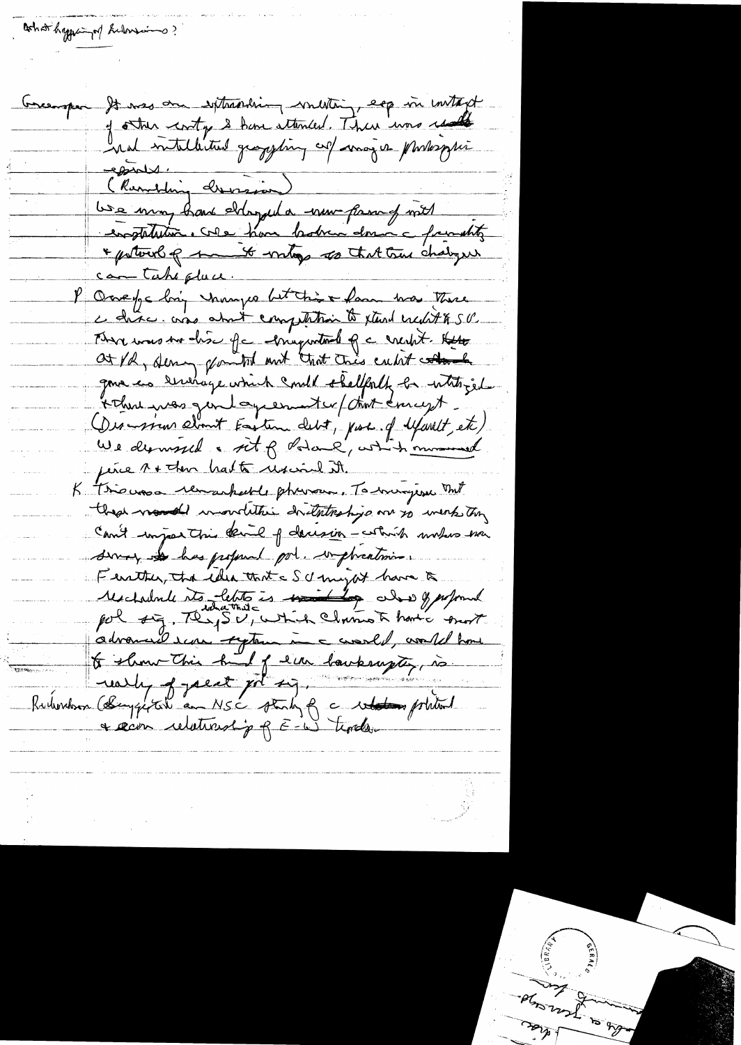What happening of Solzhenitsyn?

Greenspan It was an extraordinary meeting, esp in contrast of other until I have attended. There was real intellectual grappling w/ major philosophic issues.

(Rambling discussion)

We may have developed a new form of intl institution. We have broken down a formality & protocol of summit meetings so that true changes can take place.

P One of a big changes but this & Ram was there c discussion was about competition to extend credit to SU. There was no discussion of c magnitude of c credit. At PR, Denny pointed out that this credit could give us leverage which could skillfully be utilized & there was general agreement that except. (Discussion about Eastern debt, prob. of default, etc) We discussed a set of Poland, which moved pence & then had to rescind it.

K This was a remarkable phenomenon. To imagine that these modest would-be dictatorships are so weak they can't impose this kind of decision — which makes news surely has profound pol. implications. Further, the idea that SU might have to reschedule its debts is — the idea that SU might have to reschedule — also of profound pol sig. The SU, which claims to have a most advanced econ system in c world, would have to show this kind of econ bankruptcy, is really of great pol sig.

Richardson (Suggests an NSC study of c political & econ relationship of E-W trade.